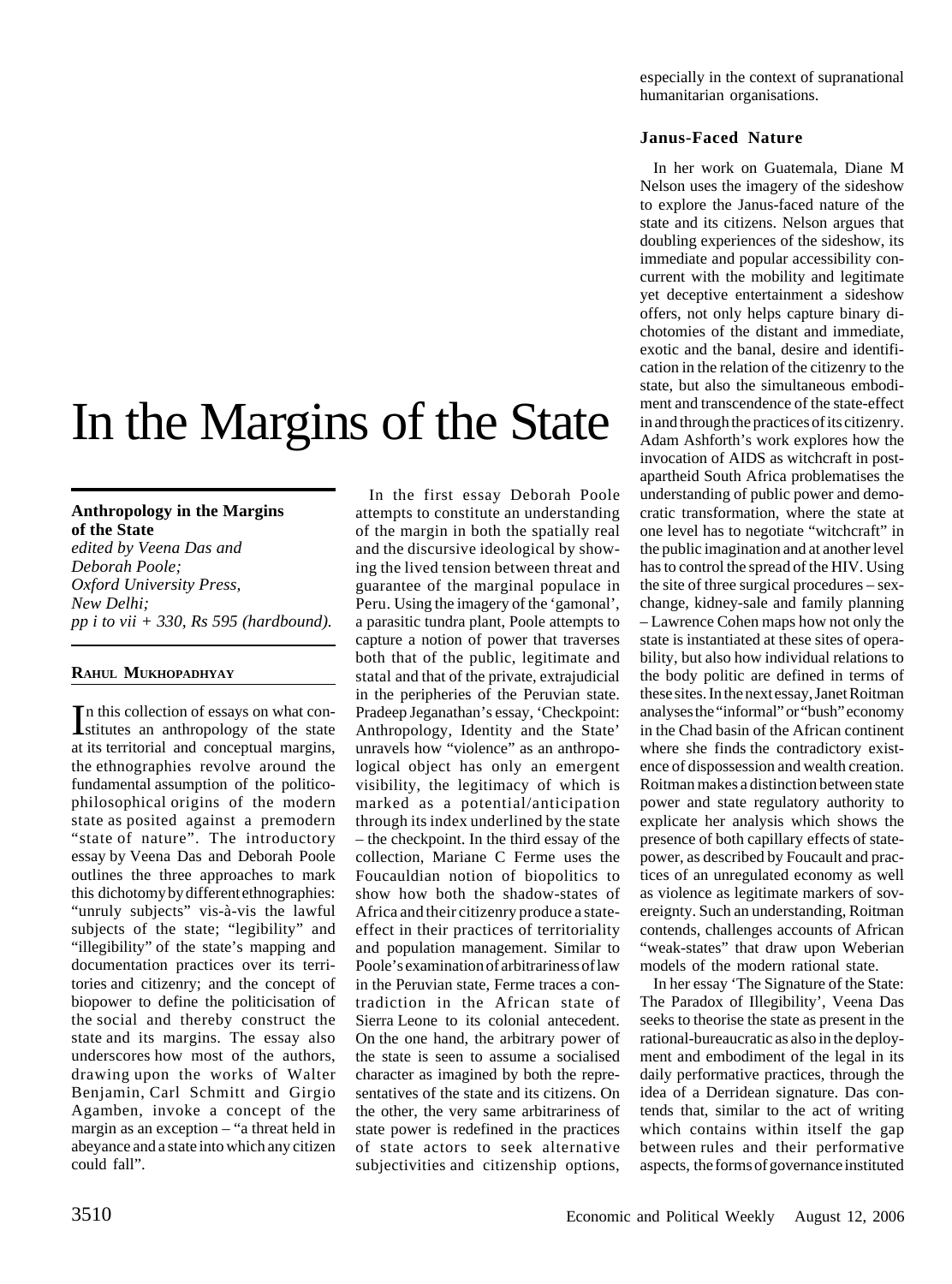# In the Margins of the State

**Anthropology in the Margins of the State**
*edited by Veena Das and Deborah Poole;*
*Oxford University Press, New Delhi;*
*pp i to vii + 330, Rs 595 (hardbound).*

**RAHUL MUKHOPADHYAY**

In this collection of essays on what constitutes an anthropology of the state at its territorial and conceptual margins, the ethnographies revolve around the fundamental assumption of the politico-philosophical origins of the modern state as posited against a premodern "state of nature". The introductory essay by Veena Das and Deborah Poole outlines the three approaches to mark this dichotomy by different ethnographies: "unruly subjects" vis-à-vis the lawful subjects of the state; "legibility" and "illegibility" of the state's mapping and documentation practices over its territories and citizenry; and the concept of biopower to define the politicisation of the social and thereby construct the state and its margins. The essay also underscores how most of the authors, drawing upon the works of Walter Benjamin, Carl Schmitt and Girgio Agamben, invoke a concept of the margin as an exception – "a threat held in abeyance and a state into which any citizen could fall".

In the first essay Deborah Poole attempts to constitute an understanding of the margin in both the spatially real and the discursive ideological by showing the lived tension between threat and guarantee of the marginal populace in Peru. Using the imagery of the 'gamonal', a parasitic tundra plant, Poole attempts to capture a notion of power that traverses both that of the public, legitimate and statal and that of the private, extrajudicial in the peripheries of the Peruvian state. Pradeep Jeganathan's essay, 'Checkpoint: Anthropology, Identity and the State' unravels how "violence" as an anthropological object has only an emergent visibility, the legitimacy of which is marked as a potential/anticipation through its index underlined by the state – the checkpoint. In the third essay of the collection, Mariane C Ferme uses the Foucauldian notion of biopolitics to show how both the shadow-states of Africa and their citizenry produce a state-effect in their practices of territoriality and population management. Similar to Poole's examination of arbitrariness of law in the Peruvian state, Ferme traces a contradiction in the African state of Sierra Leone to its colonial antecedent. On the one hand, the arbitrary power of the state is seen to assume a socialised character as imagined by both the representatives of the state and its citizens. On the other, the very same arbitrariness of state power is redefined in the practices of state actors to seek alternative subjectivities and citizenship options, especially in the context of supranational humanitarian organisations.

### Janus-Faced Nature

In her work on Guatemala, Diane M Nelson uses the imagery of the sideshow to explore the Janus-faced nature of the state and its citizens. Nelson argues that doubling experiences of the sideshow, its immediate and popular accessibility concurrent with the mobility and legitimate yet deceptive entertainment a sideshow offers, not only helps capture binary dichotomies of the distant and immediate, exotic and the banal, desire and identification in the relation of the citizenry to the state, but also the simultaneous embodiment and transcendence of the state-effect in and through the practices of its citizenry. Adam Ashforth's work explores how the invocation of AIDS as witchcraft in post-apartheid South Africa problematises the understanding of public power and democratic transformation, where the state at one level has to negotiate "witchcraft" in the public imagination and at another level has to control the spread of the HIV. Using the site of three surgical procedures – sex-change, kidney-sale and family planning – Lawrence Cohen maps how not only the state is instantiated at these sites of operability, but also how individual relations to the body politic are defined in terms of these sites. In the next essay, Janet Roitman analyses the "informal" or "bush" economy in the Chad basin of the African continent where she finds the contradictory existence of dispossession and wealth creation. Roitman makes a distinction between state power and state regulatory authority to explicate her analysis which shows the presence of both capillary effects of state-power, as described by Foucault and practices of an unregulated economy as well as violence as legitimate markers of sovereignty. Such an understanding, Roitman contends, challenges accounts of African "weak-states" that draw upon Weberian models of the modern rational state.

In her essay 'The Signature of the State: The Paradox of Illegibility', Veena Das seeks to theorise the state as present in the rational-bureaucratic as also in the deployment and embodiment of the legal in its daily performative practices, through the idea of a Derridean signature. Das contends that, similar to the act of writing which contains within itself the gap between rules and their performative aspects, the forms of governance instituted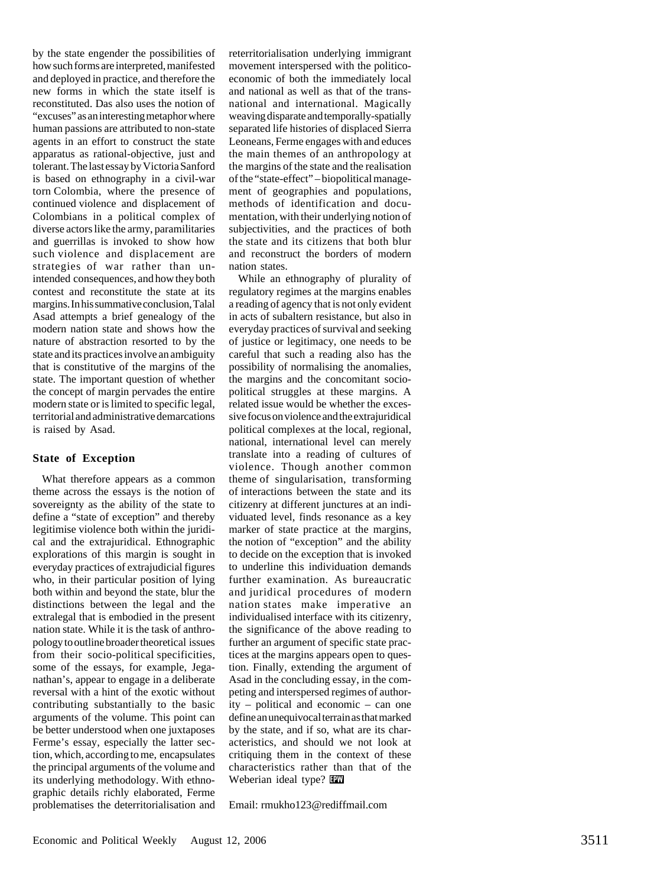by the state engender the possibilities of how such forms are interpreted, manifested and deployed in practice, and therefore the new forms in which the state itself is reconstituted. Das also uses the notion of "excuses" as an interesting metaphor where human passions are attributed to non-state agents in an effort to construct the state apparatus as rational-objective, just and tolerant. The last essay by Victoria Sanford is based on ethnography in a civil-war torn Colombia, where the presence of continued violence and displacement of Colombians in a political complex of diverse actors like the army, paramilitaries and guerrillas is invoked to show how such violence and displacement are strategies of war rather than unintended consequences, and how they both contest and reconstitute the state at its margins. In his summative conclusion, Talal Asad attempts a brief genealogy of the modern nation state and shows how the nature of abstraction resorted to by the state and its practices involve an ambiguity that is constitutive of the margins of the state. The important question of whether the concept of margin pervades the entire modern state or is limited to specific legal, territorial and administrative demarcations is raised by Asad.

### State of Exception

What therefore appears as a common theme across the essays is the notion of sovereignty as the ability of the state to define a "state of exception" and thereby legitimise violence both within the juridical and the extrajuridical. Ethnographic explorations of this margin is sought in everyday practices of extrajudicial figures who, in their particular position of lying both within and beyond the state, blur the distinctions between the legal and the extralegal that is embodied in the present nation state. While it is the task of anthropology to outline broader theoretical issues from their socio-political specificities, some of the essays, for example, Jeganathan's, appear to engage in a deliberate reversal with a hint of the exotic without contributing substantially to the basic arguments of the volume. This point can be better understood when one juxtaposes Ferme's essay, especially the latter section, which, according to me, encapsulates the principal arguments of the volume and its underlying methodology. With ethnographic details richly elaborated, Ferme problematises the deterritorialisation and reterritorialisation underlying immigrant movement interspersed with the politico-economic of both the immediately local and national as well as that of the trans-national and international. Magically weaving disparate and temporally-spatially separated life histories of displaced Sierra Leoneans, Ferme engages with and educes the main themes of an anthropology at the margins of the state and the realisation of the "state-effect" – biopolitical management of geographies and populations, methods of identification and documentation, with their underlying notion of subjectivities, and the practices of both the state and its citizens that both blur and reconstruct the borders of modern nation states.

While an ethnography of plurality of regulatory regimes at the margins enables a reading of agency that is not only evident in acts of subaltern resistance, but also in everyday practices of survival and seeking of justice or legitimacy, one needs to be careful that such a reading also has the possibility of normalising the anomalies, the margins and the concomitant socio-political struggles at these margins. A related issue would be whether the excessive focus on violence and the extrajuridical political complexes at the local, regional, national, international level can merely translate into a reading of cultures of violence. Though another common theme of singularisation, transforming of interactions between the state and its citizenry at different junctures at an individuated level, finds resonance as a key marker of state practice at the margins, the notion of "exception" and the ability to decide on the exception that is invoked to underline this individuation demands further examination. As bureaucratic and juridical procedures of modern nation states make imperative an individualised interface with its citizenry, the significance of the above reading to further an argument of specific state practices at the margins appears open to question. Finally, extending the argument of Asad in the concluding essay, in the competing and interspersed regimes of authority – political and economic – can one define an unequivocal terrain as that marked by the state, and if so, what are its characteristics, and should we not look at critiquing them in the context of these characteristics rather than that of the Weberian ideal type? EPW

Email: rmukho123@rediffmail.com